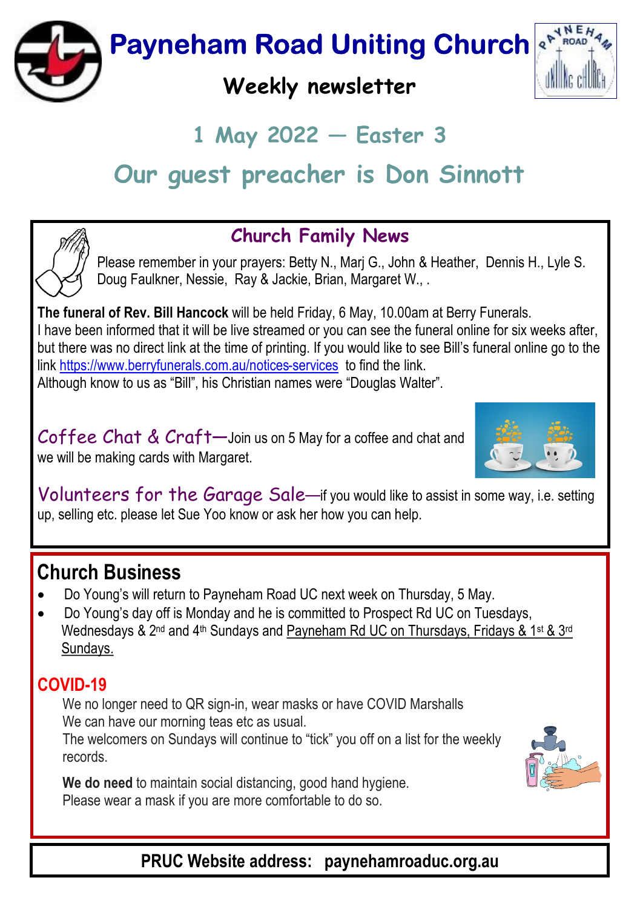# Payneham Road Uniting Church

## Weekly newsletter

## 1 May 2022 — Easter 3

## Our guest preacher is Don Sinnott

### Church Family News

Please remember in your prayers: Betty N., Marj G., John & Heather, Dennis H., Lyle S. Doug Faulkner, Nessie, Ray & Jackie, Brian, Margaret W., .

**The funeral of Rev. Bill Hancock** will be held Friday, 6 May, 10.00am at Berry Funerals.
I have been informed that it will be live streamed or you can see the funeral online for six weeks after, but there was no direct link at the time of printing. If you would like to see Bill's funeral online go to the link https://www.berryfunerals.com.au/notices-services to find the link.
Although know to us as "Bill", his Christian names were "Douglas Walter".

Coffee Chat & Craft—Join us on 5 May for a coffee and chat and we will be making cards with Margaret.

Volunteers for the Garage Sale—if you would like to assist in some way, i.e. setting up, selling etc. please let Sue Yoo know or ask her how you can help.

## Church Business

- Do Young's will return to Payneham Road UC next week on Thursday, 5 May.
- Do Young's day off is Monday and he is committed to Prospect Rd UC on Tuesdays, Wednesdays & 2nd and 4th Sundays and Payneham Rd UC on Thursdays, Fridays & 1st & 3rd Sundays.

## COVID-19

We no longer need to QR sign-in, wear masks or have COVID Marshalls
We can have our morning teas etc as usual.
The welcomers on Sundays will continue to "tick" you off on a list for the weekly records.

**We do need** to maintain social distancing, good hand hygiene.
Please wear a mask if you are more comfortable to do so.

**PRUC Website address: paynehamroaduc.org.au**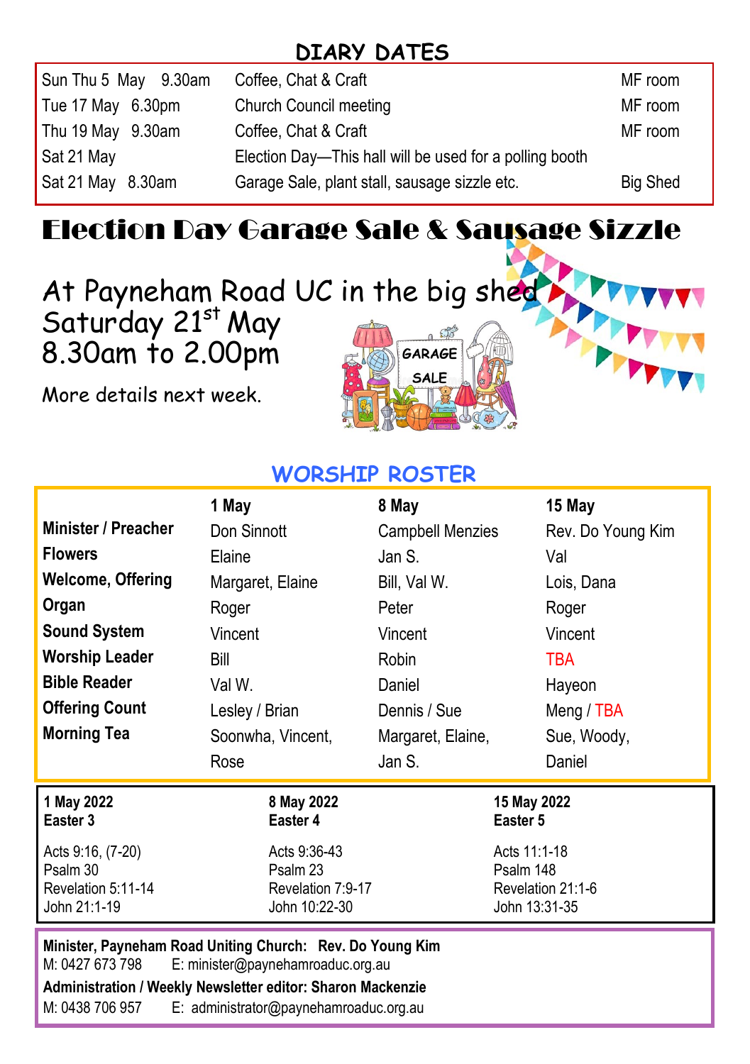## DIARY DATES

| | | | |
|---|---|---|---|
| Sun Thu 5 May | 9.30am | Coffee, Chat & Craft | MF room |
| Tue 17 May | 6.30pm | Church Council meeting | MF room |
| Thu 19 May | 9.30am | Coffee, Chat & Craft | MF room |
| Sat 21 May | | Election Day—This hall will be used for a polling booth | |
| Sat 21 May | 8.30am | Garage Sale, plant stall, sausage sizzle etc. | Big Shed |

# Election Day Garage Sale & Sausage Sizzle

At Payneham Road UC in the big shed
Saturday 21st May
8.30am to 2.00pm

More details next week.

## WORSHIP ROSTER

| | 1 May | 8 May | 15 May |
|---|---|---|---|
| **Minister / Preacher** | Don Sinnott | Campbell Menzies | Rev. Do Young Kim |
| **Flowers** | Elaine | Jan S. | Val |
| **Welcome, Offering** | Margaret, Elaine | Bill, Val W. | Lois, Dana |
| **Organ** | Roger | Peter | Roger |
| **Sound System** | Vincent | Vincent | Vincent |
| **Worship Leader** | Bill | Robin | TBA |
| **Bible Reader** | Val W. | Daniel | Hayeon |
| **Offering Count** | Lesley / Brian | Dennis / Sue | Meng / TBA |
| **Morning Tea** | Soonwha, Vincent, Rose | Margaret, Elaine, Jan S. | Sue, Woody, Daniel |

| 1 May 2022<br>Easter 3 | 8 May 2022<br>Easter 4 | 15 May 2022<br>Easter 5 |
|---|---|---|
| Acts 9:16, (7-20)<br>Psalm 30<br>Revelation 5:11-14<br>John 21:1-19 | Acts 9:36-43<br>Psalm 23<br>Revelation 7:9-17<br>John 10:22-30 | Acts 11:1-18<br>Psalm 148<br>Revelation 21:1-6<br>John 13:31-35 |

**Minister, Payneham Road Uniting Church: Rev. Do Young Kim**
M: 0427 673 798 E: minister@paynehamroaduc.org.au

**Administration / Weekly Newsletter editor: Sharon Mackenzie**
M: 0438 706 957 E: administrator@paynehamroaduc.org.au